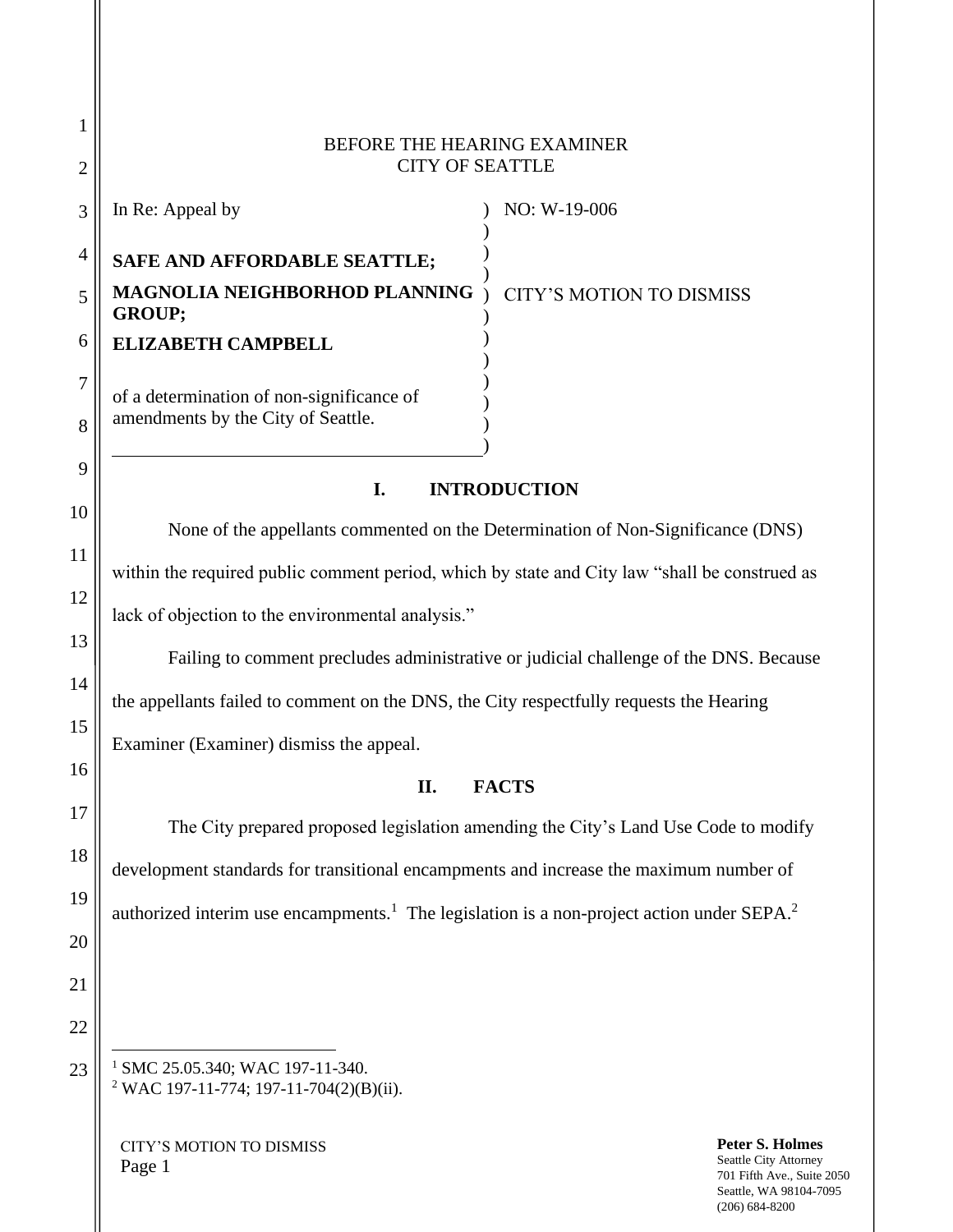BEFORE THE HEARING EXAMINER
CITY OF SEATTLE

| In Re: Appeal by<br><br>**SAFE AND AFFORDABLE SEATTLE;**<br>**MAGNOLIA NEIGHBORHOD PLANNING GROUP;**<br>**ELIZABETH CAMPBELL**<br><br>of a determination of non-significance of amendments by the City of Seattle. | NO: W-19-006<br><br>CITY'S MOTION TO DISMISS |
|---|---|

## I. INTRODUCTION

None of the appellants commented on the Determination of Non-Significance (DNS) within the required public comment period, which by state and City law "shall be construed as lack of objection to the environmental analysis."

Failing to comment precludes administrative or judicial challenge of the DNS. Because the appellants failed to comment on the DNS, the City respectfully requests the Hearing Examiner (Examiner) dismiss the appeal.

## II. FACTS

The City prepared proposed legislation amending the City's Land Use Code to modify development standards for transitional encampments and increase the maximum number of authorized interim use encampments.[1] The legislation is a non-project action under SEPA.[2]

---

[1] SMC 25.05.340; WAC 197-11-340.
[2] WAC 197-11-774; 197-11-704(2)(B)(ii).

**Peter S. Holmes**
Seattle City Attorney
701 Fifth Ave., Suite 2050
Seattle, WA 98104-7095
(206) 684-8200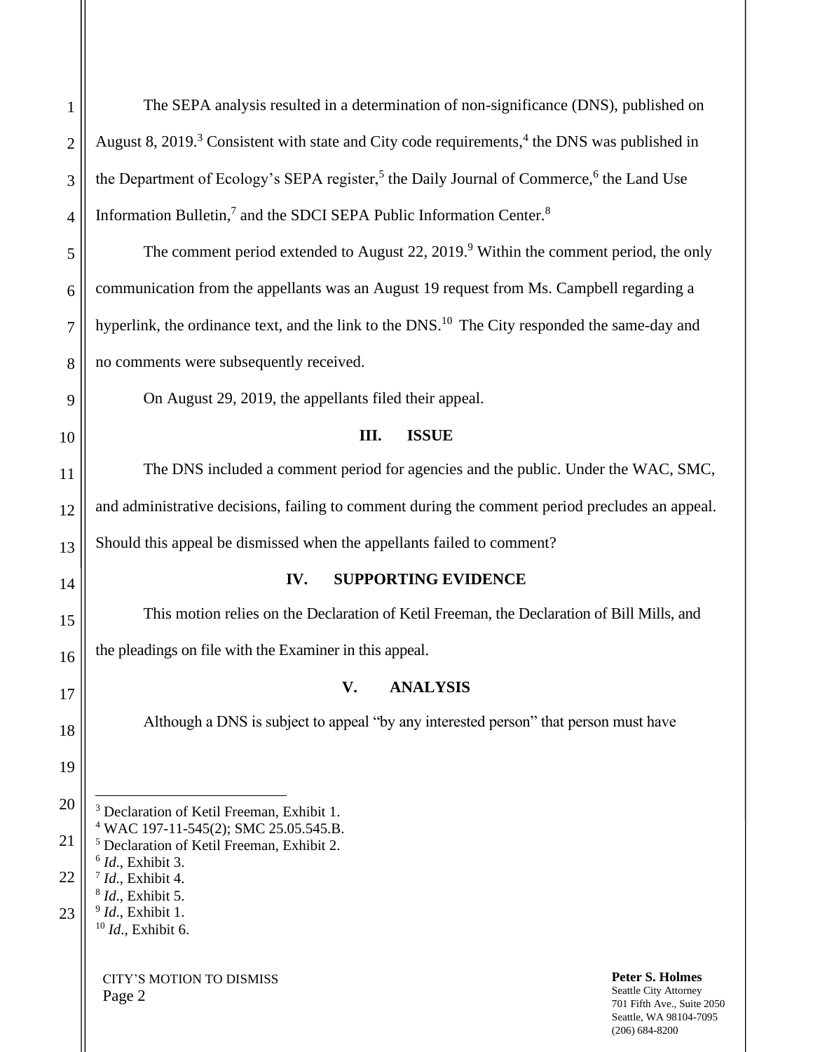The SEPA analysis resulted in a determination of non-significance (DNS), published on August 8, 2019.[3] Consistent with state and City code requirements,[4] the DNS was published in the Department of Ecology's SEPA register,[5] the Daily Journal of Commerce,[6] the Land Use Information Bulletin,[7] and the SDCI SEPA Public Information Center.[8]

The comment period extended to August 22, 2019.[9] Within the comment period, the only communication from the appellants was an August 19 request from Ms. Campbell regarding a hyperlink, the ordinance text, and the link to the DNS.[10] The City responded the same-day and no comments were subsequently received.

On August 29, 2019, the appellants filed their appeal.

## III. ISSUE

The DNS included a comment period for agencies and the public. Under the WAC, SMC, and administrative decisions, failing to comment during the comment period precludes an appeal. Should this appeal be dismissed when the appellants failed to comment?

## IV. SUPPORTING EVIDENCE

This motion relies on the Declaration of Ketil Freeman, the Declaration of Bill Mills, and the pleadings on file with the Examiner in this appeal.

## V. ANALYSIS

Although a DNS is subject to appeal "by any interested person" that person must have

---

[3] Declaration of Ketil Freeman, Exhibit 1.
[4] WAC 197-11-545(2); SMC 25.05.545.B.
[5] Declaration of Ketil Freeman, Exhibit 2.
[6] *Id.*, Exhibit 3.
[7] *Id.*, Exhibit 4.
[8] *Id.*, Exhibit 5.
[9] *Id.*, Exhibit 1.
[10] *Id.*, Exhibit 6.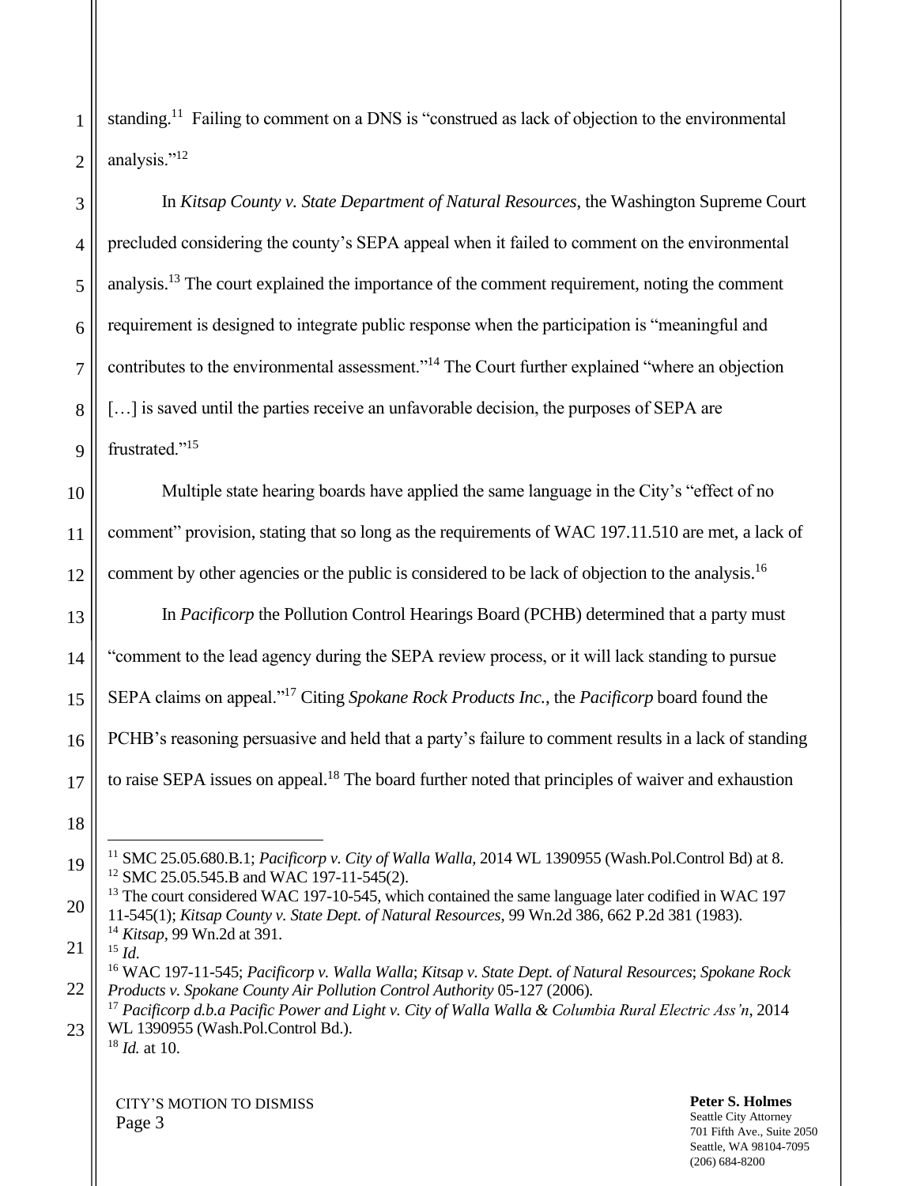standing.[11] Failing to comment on a DNS is "construed as lack of objection to the environmental analysis."[12]

In *Kitsap County v. State Department of Natural Resources*, the Washington Supreme Court precluded considering the county's SEPA appeal when it failed to comment on the environmental analysis.[13] The court explained the importance of the comment requirement, noting the comment requirement is designed to integrate public response when the participation is "meaningful and contributes to the environmental assessment."[14] The Court further explained "where an objection […] is saved until the parties receive an unfavorable decision, the purposes of SEPA are frustrated."[15]

Multiple state hearing boards have applied the same language in the City's "effect of no comment" provision, stating that so long as the requirements of WAC 197.11.510 are met, a lack of comment by other agencies or the public is considered to be lack of objection to the analysis.[16]

In *Pacificorp* the Pollution Control Hearings Board (PCHB) determined that a party must "comment to the lead agency during the SEPA review process, or it will lack standing to pursue SEPA claims on appeal."[17] Citing *Spokane Rock Products Inc.*, the *Pacificorp* board found the PCHB's reasoning persuasive and held that a party's failure to comment results in a lack of standing to raise SEPA issues on appeal.[18] The board further noted that principles of waiver and exhaustion

---

[11] SMC 25.05.680.B.1; *Pacificorp v. City of Walla Walla*, 2014 WL 1390955 (Wash.Pol.Control Bd) at 8.

[12] SMC 25.05.545.B and WAC 197-11-545(2).

[13] The court considered WAC 197-10-545, which contained the same language later codified in WAC 197 11-545(1); *Kitsap County v. State Dept. of Natural Resources*, 99 Wn.2d 386, 662 P.2d 381 (1983).

[14] *Kitsap*, 99 Wn.2d at 391.

[15] *Id.*

[16] WAC 197-11-545; *Pacificorp v. Walla Walla*; *Kitsap v. State Dept. of Natural Resources*; *Spokane Rock Products v. Spokane County Air Pollution Control Authority* 05-127 (2006).

[17] *Pacificorp d.b.a Pacific Power and Light v. City of Walla Walla & Columbia Rural Electric Ass'n*, 2014 WL 1390955 (Wash.Pol.Control Bd.).

[18] *Id.* at 10.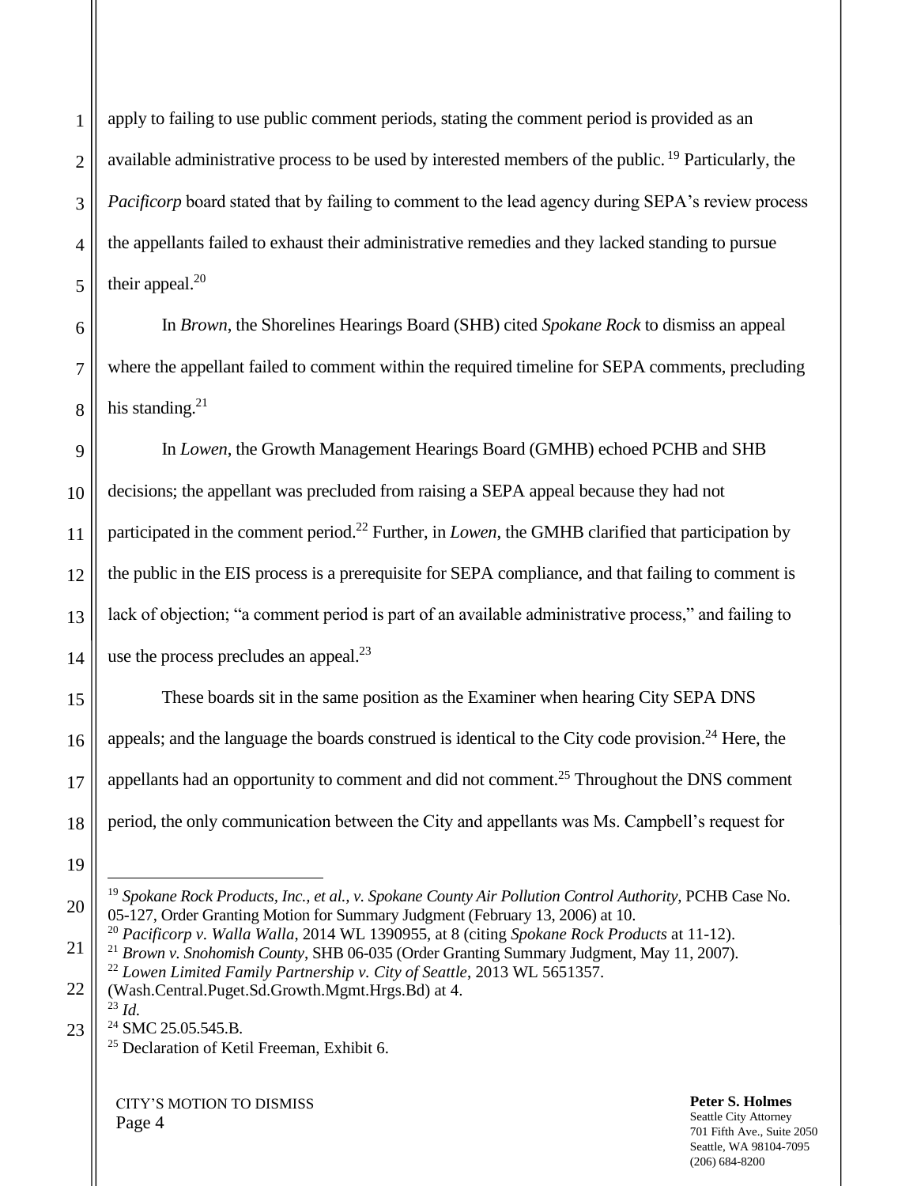apply to failing to use public comment periods, stating the comment period is provided as an available administrative process to be used by interested members of the public.[19] Particularly, the *Pacificorp* board stated that by failing to comment to the lead agency during SEPA's review process the appellants failed to exhaust their administrative remedies and they lacked standing to pursue their appeal.[20]

In *Brown*, the Shorelines Hearings Board (SHB) cited *Spokane Rock* to dismiss an appeal where the appellant failed to comment within the required timeline for SEPA comments, precluding his standing.[21]

In *Lowen*, the Growth Management Hearings Board (GMHB) echoed PCHB and SHB decisions; the appellant was precluded from raising a SEPA appeal because they had not participated in the comment period.[22] Further, in *Lowen*, the GMHB clarified that participation by the public in the EIS process is a prerequisite for SEPA compliance, and that failing to comment is lack of objection; "a comment period is part of an available administrative process," and failing to use the process precludes an appeal.[23]

These boards sit in the same position as the Examiner when hearing City SEPA DNS appeals; and the language the boards construed is identical to the City code provision.[24] Here, the appellants had an opportunity to comment and did not comment.[25] Throughout the DNS comment period, the only communication between the City and appellants was Ms. Campbell's request for

---

[19] *Spokane Rock Products, Inc., et al., v. Spokane County Air Pollution Control Authority,* PCHB Case No. 05-127, Order Granting Motion for Summary Judgment (February 13, 2006) at 10.

[20] *Pacificorp v. Walla Walla,* 2014 WL 1390955, at 8 (citing *Spokane Rock Products* at 11-12).

[21] *Brown v. Snohomish County*, SHB 06-035 (Order Granting Summary Judgment, May 11, 2007).

[22] *Lowen Limited Family Partnership v. City of Seattle*, 2013 WL 5651357. (Wash.Central.Puget.Sd.Growth.Mgmt.Hrgs.Bd) at 4.

[23] *Id.*

[24] SMC 25.05.545.B.

[25] Declaration of Ketil Freeman, Exhibit 6.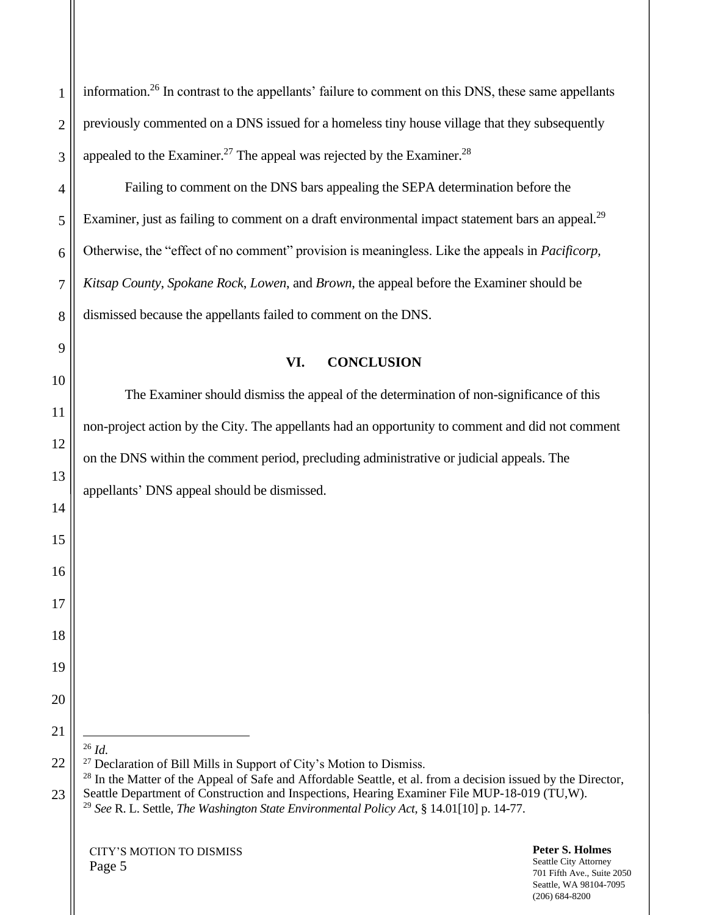information.[26] In contrast to the appellants' failure to comment on this DNS, these same appellants previously commented on a DNS issued for a homeless tiny house village that they subsequently appealed to the Examiner.[27] The appeal was rejected by the Examiner.[28]

Failing to comment on the DNS bars appealing the SEPA determination before the Examiner, just as failing to comment on a draft environmental impact statement bars an appeal.[29] Otherwise, the "effect of no comment" provision is meaningless. Like the appeals in *Pacificorp*, *Kitsap County*, *Spokane Rock*, *Lowen*, and *Brown*, the appeal before the Examiner should be dismissed because the appellants failed to comment on the DNS.

## VI. CONCLUSION

The Examiner should dismiss the appeal of the determination of non-significance of this non-project action by the City. The appellants had an opportunity to comment and did not comment on the DNS within the comment period, precluding administrative or judicial appeals. The appellants' DNS appeal should be dismissed.

---

[26] *Id.*

[27] Declaration of Bill Mills in Support of City's Motion to Dismiss.

[28] In the Matter of the Appeal of Safe and Affordable Seattle, et al. from a decision issued by the Director, Seattle Department of Construction and Inspections, Hearing Examiner File MUP-18-019 (TU,W).

[29] *See* R. L. Settle, *The Washington State Environmental Policy Act*, § 14.01[10] p. 14-77.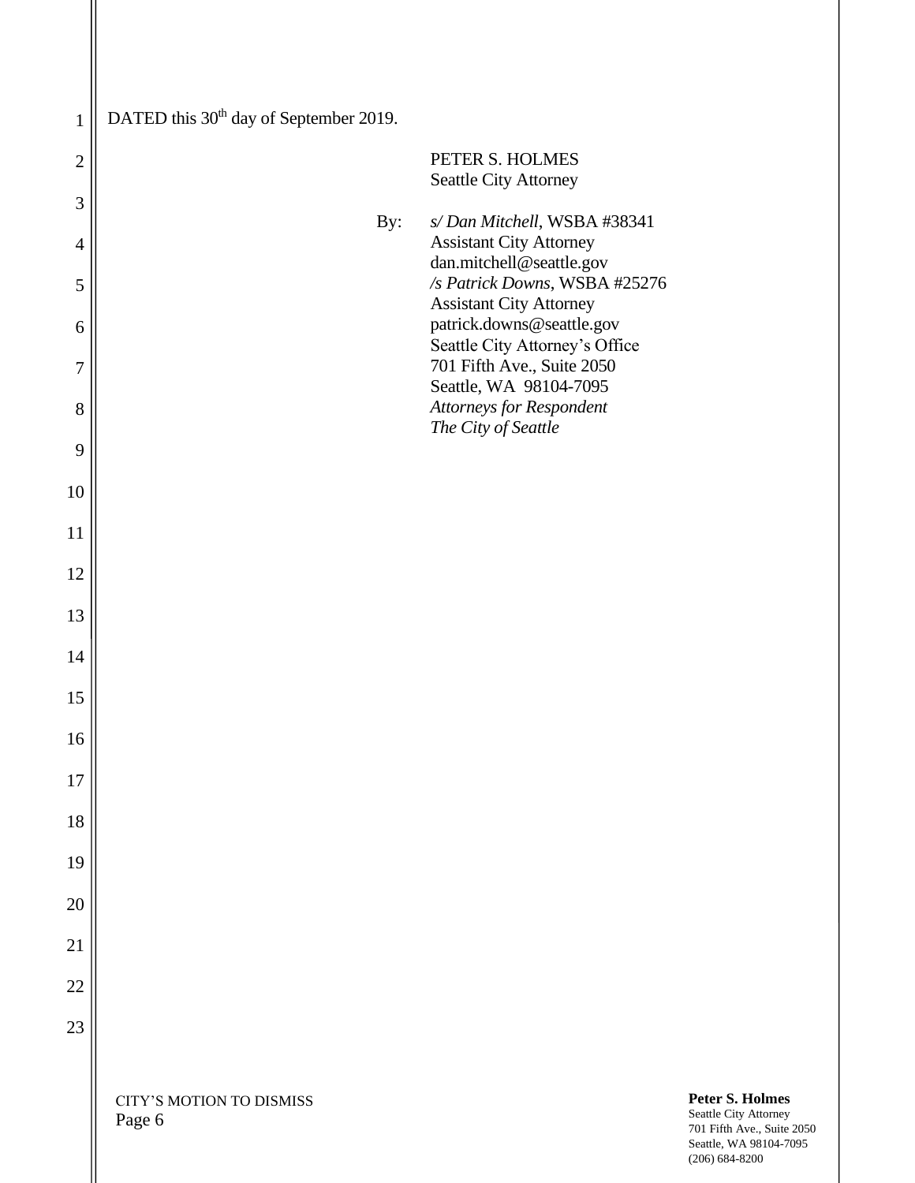DATED this 30th day of September 2019.

PETER S. HOLMES
Seattle City Attorney

By: *s/ Dan Mitchell*, WSBA #38341
Assistant City Attorney
dan.mitchell@seattle.gov
*/s Patrick Downs*, WSBA #25276
Assistant City Attorney
patrick.downs@seattle.gov
Seattle City Attorney's Office
701 Fifth Ave., Suite 2050
Seattle, WA 98104-7095
*Attorneys for Respondent*
*The City of Seattle*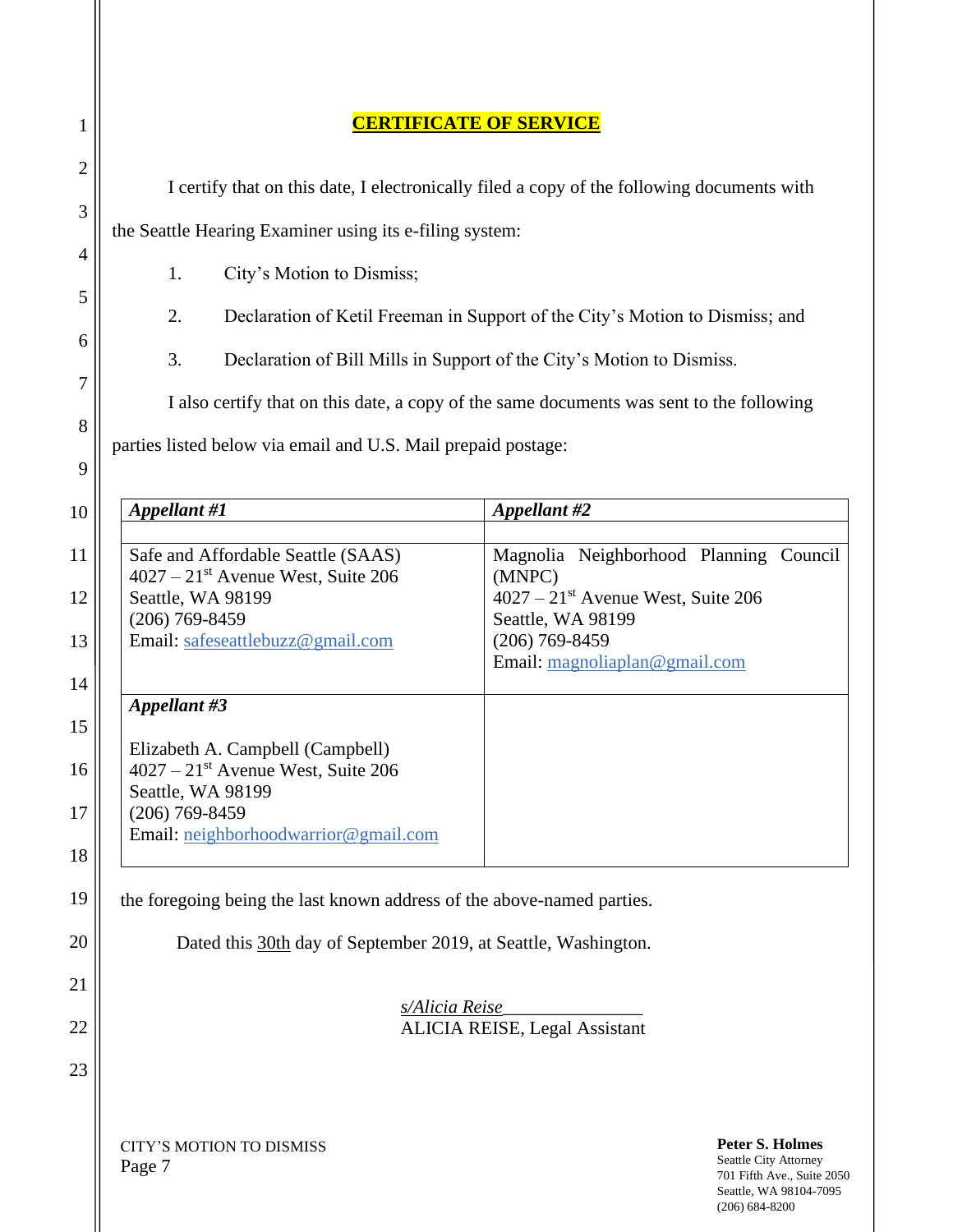**CERTIFICATE OF SERVICE**

I certify that on this date, I electronically filed a copy of the following documents with the Seattle Hearing Examiner using its e-filing system:

1. City's Motion to Dismiss;
2. Declaration of Ketil Freeman in Support of the City's Motion to Dismiss; and
3. Declaration of Bill Mills in Support of the City's Motion to Dismiss.

I also certify that on this date, a copy of the same documents was sent to the following parties listed below via email and U.S. Mail prepaid postage:

| ***Appellant #1*** | ***Appellant #2*** |
|---|---|
| Safe and Affordable Seattle (SAAS)<br>4027 – 21st Avenue West, Suite 206<br>Seattle, WA 98199<br>(206) 769-8459<br>Email: safeseattlebuzz@gmail.com | Magnolia Neighborhood Planning Council (MNPC)<br>4027 – 21st Avenue West, Suite 206<br>Seattle, WA 98199<br>(206) 769-8459<br>Email: magnoliaplan@gmail.com |
| ***Appellant #3***<br><br>Elizabeth A. Campbell (Campbell)<br>4027 – 21st Avenue West, Suite 206<br>Seattle, WA 98199<br>(206) 769-8459<br>Email: neighborhoodwarrior@gmail.com | |

the foregoing being the last known address of the above-named parties.

Dated this 30th day of September 2019, at Seattle, Washington.

*s/Alicia Reise*
ALICIA REISE, Legal Assistant

CITY'S MOTION TO DISMISS
Page 7

**Peter S. Holmes**
Seattle City Attorney
701 Fifth Ave., Suite 2050
Seattle, WA 98104-7095
(206) 684-8200